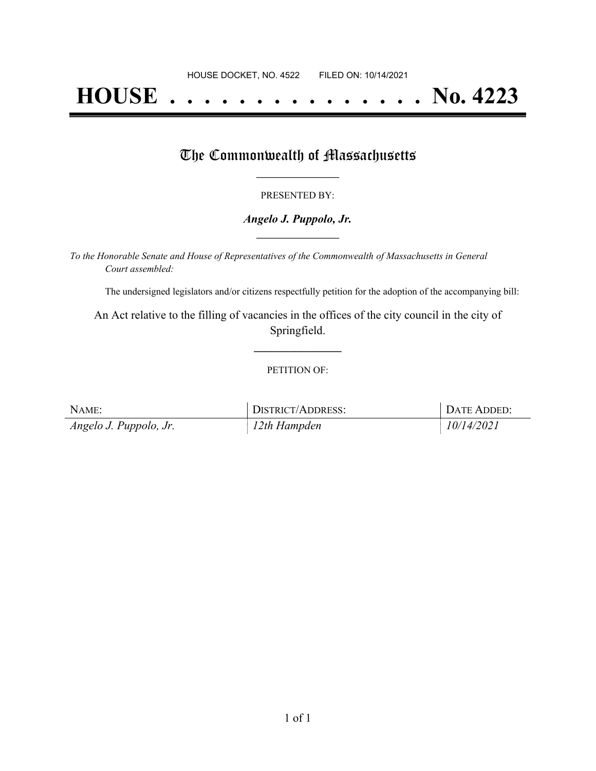HOUSE DOCKET, NO. 4522 FILED ON: 10/14/2021

# HOUSE . . . . . . . . . . . . . . . No. 4223

## The Commonwealth of Massachusetts

PRESENTED BY:

***Angelo J. Puppolo, Jr.***

*To the Honorable Senate and House of Representatives of the Commonwealth of Massachusetts in General Court assembled:*

The undersigned legislators and/or citizens respectfully petition for the adoption of the accompanying bill:

An Act relative to the filling of vacancies in the offices of the city council in the city of Springfield.

PETITION OF:

| NAME: | DISTRICT/ADDRESS: | DATE ADDED: |
| --- | --- | --- |
| *Angelo J. Puppolo, Jr.* | *12th Hampden* | *10/14/2021* |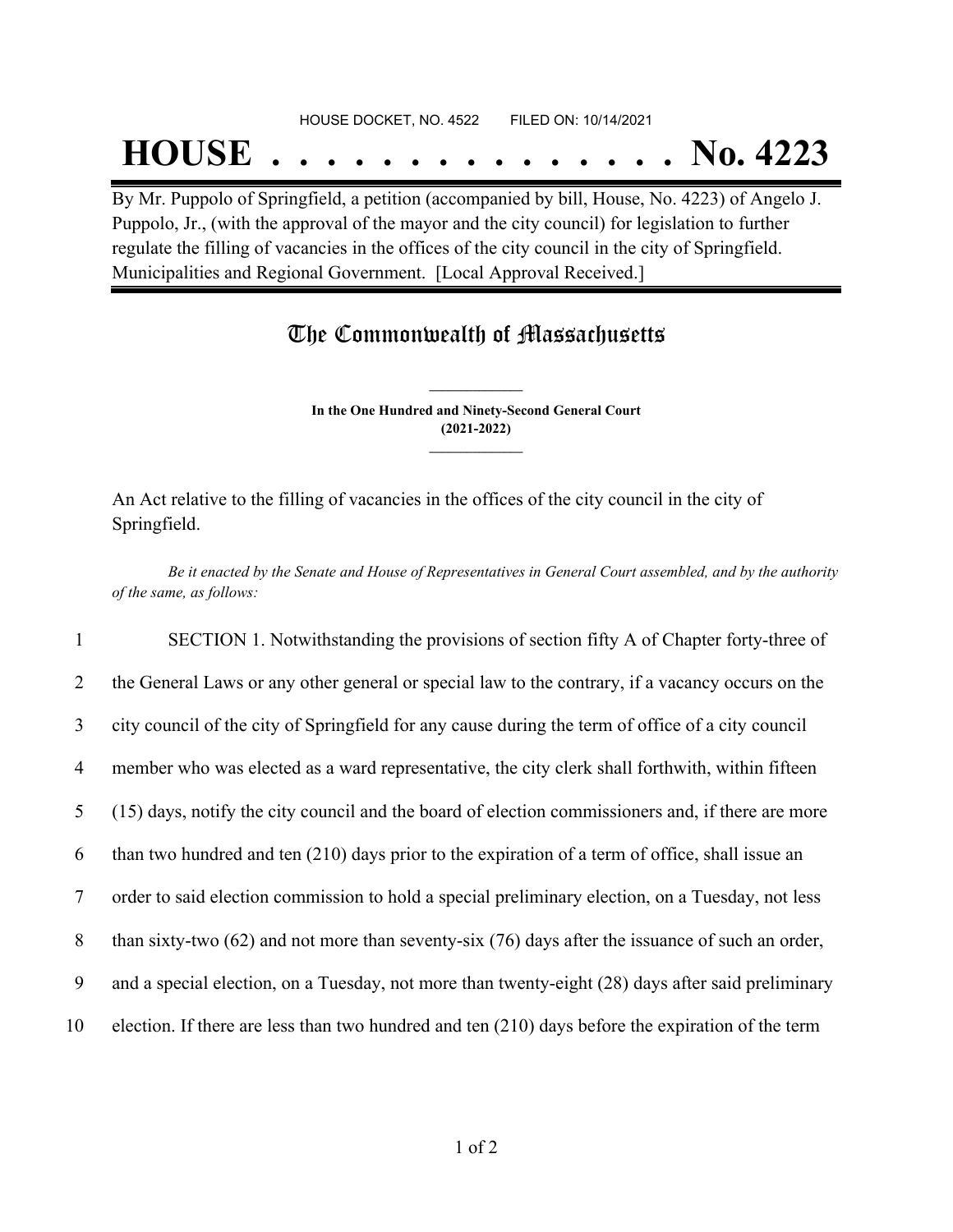HOUSE DOCKET, NO. 4522 FILED ON: 10/14/2021

# HOUSE . . . . . . . . . . . . . . . No. 4223

By Mr. Puppolo of Springfield, a petition (accompanied by bill, House, No. 4223) of Angelo J. Puppolo, Jr., (with the approval of the mayor and the city council) for legislation to further regulate the filling of vacancies in the offices of the city council in the city of Springfield. Municipalities and Regional Government. [Local Approval Received.]

## The Commonwealth of Massachusetts

**In the One Hundred and Ninety-Second General Court (2021-2022)**

An Act relative to the filling of vacancies in the offices of the city council in the city of Springfield.

*Be it enacted by the Senate and House of Representatives in General Court assembled, and by the authority of the same, as follows:*

1 SECTION 1. Notwithstanding the provisions of section fifty A of Chapter forty-three of
2 the General Laws or any other general or special law to the contrary, if a vacancy occurs on the
3 city council of the city of Springfield for any cause during the term of office of a city council
4 member who was elected as a ward representative, the city clerk shall forthwith, within fifteen
5 (15) days, notify the city council and the board of election commissioners and, if there are more
6 than two hundred and ten (210) days prior to the expiration of a term of office, shall issue an
7 order to said election commission to hold a special preliminary election, on a Tuesday, not less
8 than sixty-two (62) and not more than seventy-six (76) days after the issuance of such an order,
9 and a special election, on a Tuesday, not more than twenty-eight (28) days after said preliminary
10 election. If there are less than two hundred and ten (210) days before the expiration of the term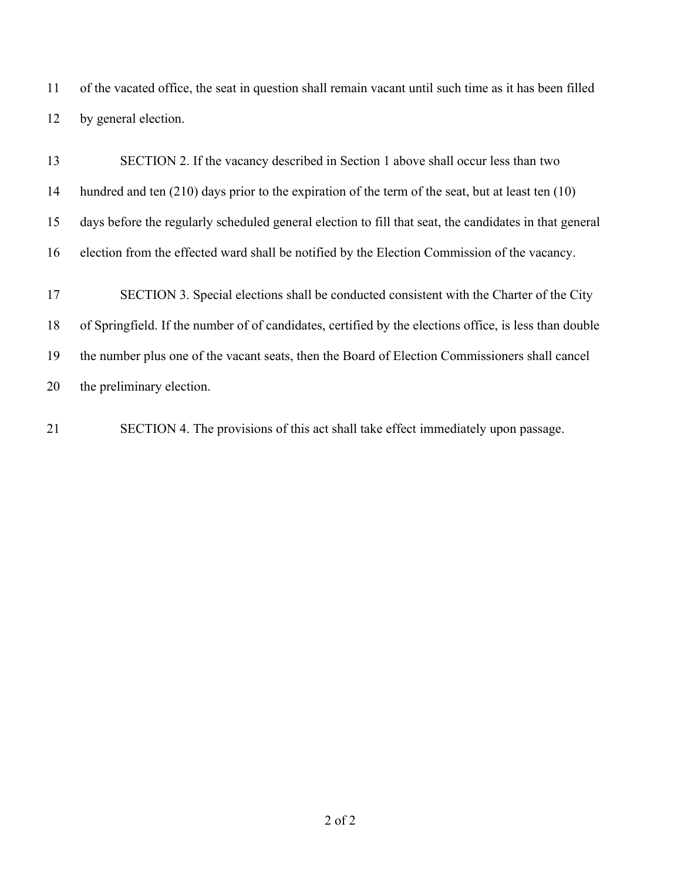of the vacated office, the seat in question shall remain vacant until such time as it has been filled by general election.

SECTION 2. If the vacancy described in Section 1 above shall occur less than two hundred and ten (210) days prior to the expiration of the term of the seat, but at least ten (10) days before the regularly scheduled general election to fill that seat, the candidates in that general election from the effected ward shall be notified by the Election Commission of the vacancy.

SECTION 3. Special elections shall be conducted consistent with the Charter of the City of Springfield. If the number of of candidates, certified by the elections office, is less than double the number plus one of the vacant seats, then the Board of Election Commissioners shall cancel the preliminary election.

SECTION 4. The provisions of this act shall take effect immediately upon passage.